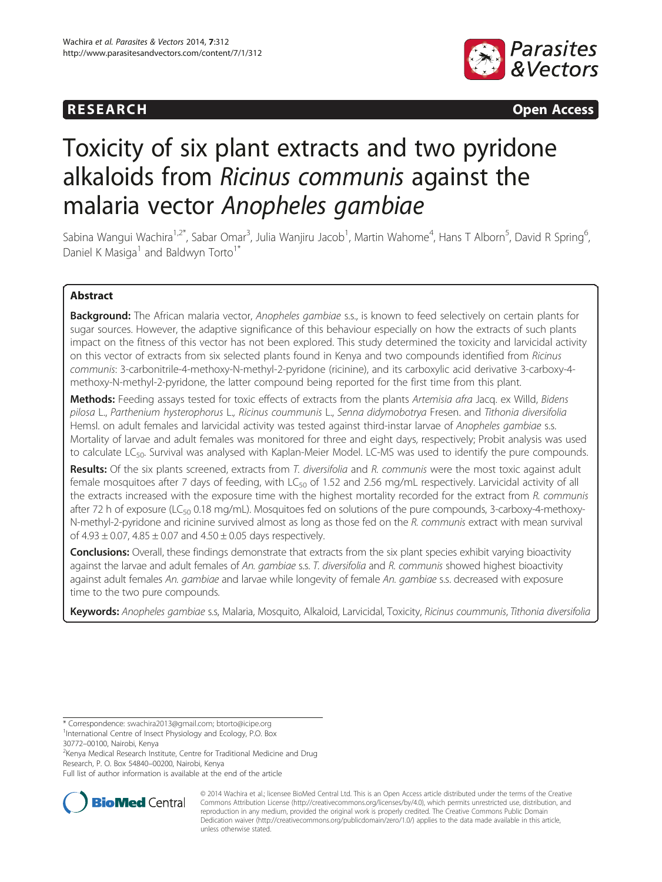RESEARCH Open Access

# Toxicity of six plant extracts and two pyridone alkaloids from *Ricinus communis* against the malaria vector *Anopheles gambiae*

Sabina Wangui Wachira[1,2*], Sabar Omar[3], Julia Wanjiru Jacob[1], Martin Wahome[4], Hans T Alborn[5], David R Spring[6], Daniel K Masiga[1] and Baldwyn Torto[1*]

## Abstract

**Background:** The African malaria vector, *Anopheles gambiae* s.s., is known to feed selectively on certain plants for sugar sources. However, the adaptive significance of this behaviour especially on how the extracts of such plants impact on the fitness of this vector has not been explored. This study determined the toxicity and larvicidal activity on this vector of extracts from six selected plants found in Kenya and two compounds identified from *Ricinus communis*: 3-carbonitrile-4-methoxy-N-methyl-2-pyridone (ricinine), and its carboxylic acid derivative 3-carboxy-4-methoxy-N-methyl-2-pyridone, the latter compound being reported for the first time from this plant.

**Methods:** Feeding assays tested for toxic effects of extracts from the plants *Artemisia afra* Jacq. ex Willd, *Bidens pilosa* L., *Parthenium hysterophorus* L., *Ricinus coummunis* L., *Senna didymobotrya* Fresen. and *Tithonia diversifolia* Hemsl. on adult females and larvicidal activity was tested against third-instar larvae of *Anopheles gambiae* s.s. Mortality of larvae and adult females was monitored for three and eight days, respectively; Probit analysis was used to calculate $LC_{50}$. Survival was analysed with Kaplan-Meier Model. LC-MS was used to identify the pure compounds.

**Results:** Of the six plants screened, extracts from *T. diversifolia* and *R. communis* were the most toxic against adult female mosquitoes after 7 days of feeding, with $LC_{50}$ of 1.52 and 2.56 mg/mL respectively. Larvicidal activity of all the extracts increased with the exposure time with the highest mortality recorded for the extract from *R. communis* after 72 h of exposure ($LC_{50}$ 0.18 mg/mL). Mosquitoes fed on solutions of the pure compounds, 3-carboxy-4-methoxy-N-methyl-2-pyridone and ricinine survived almost as long as those fed on the *R. communis* extract with mean survival of $4.93 \pm 0.07$, $4.85 \pm 0.07$ and $4.50 \pm 0.05$ days respectively.

**Conclusions:** Overall, these findings demonstrate that extracts from the six plant species exhibit varying bioactivity against the larvae and adult females of *An. gambiae* s.s. *T. diversifolia* and *R. communis* showed highest bioactivity against adult females *An. gambiae* and larvae while longevity of female *An. gambiae* s.s. decreased with exposure time to the two pure compounds.

**Keywords:** *Anopheles gambiae* s.s, Malaria, Mosquito, Alkaloid, Larvicidal, Toxicity, *Ricinus coummunis*, *Tithonia diversifolia*

\* Correspondence: swachira2013@gmail.com; btorto@icipe.org
[1]International Centre of Insect Physiology and Ecology, P.O. Box 30772–00100, Nairobi, Kenya
[2]Kenya Medical Research Institute, Centre for Traditional Medicine and Drug Research, P. O. Box 54840–00200, Nairobi, Kenya
Full list of author information is available at the end of the article

© 2014 Wachira et al.; licensee BioMed Central Ltd. This is an Open Access article distributed under the terms of the Creative Commons Attribution License (http://creativecommons.org/licenses/by/4.0), which permits unrestricted use, distribution, and reproduction in any medium, provided the original work is properly credited. The Creative Commons Public Domain Dedication waiver (http://creativecommons.org/publicdomain/zero/1.0/) applies to the data made available in this article, unless otherwise stated.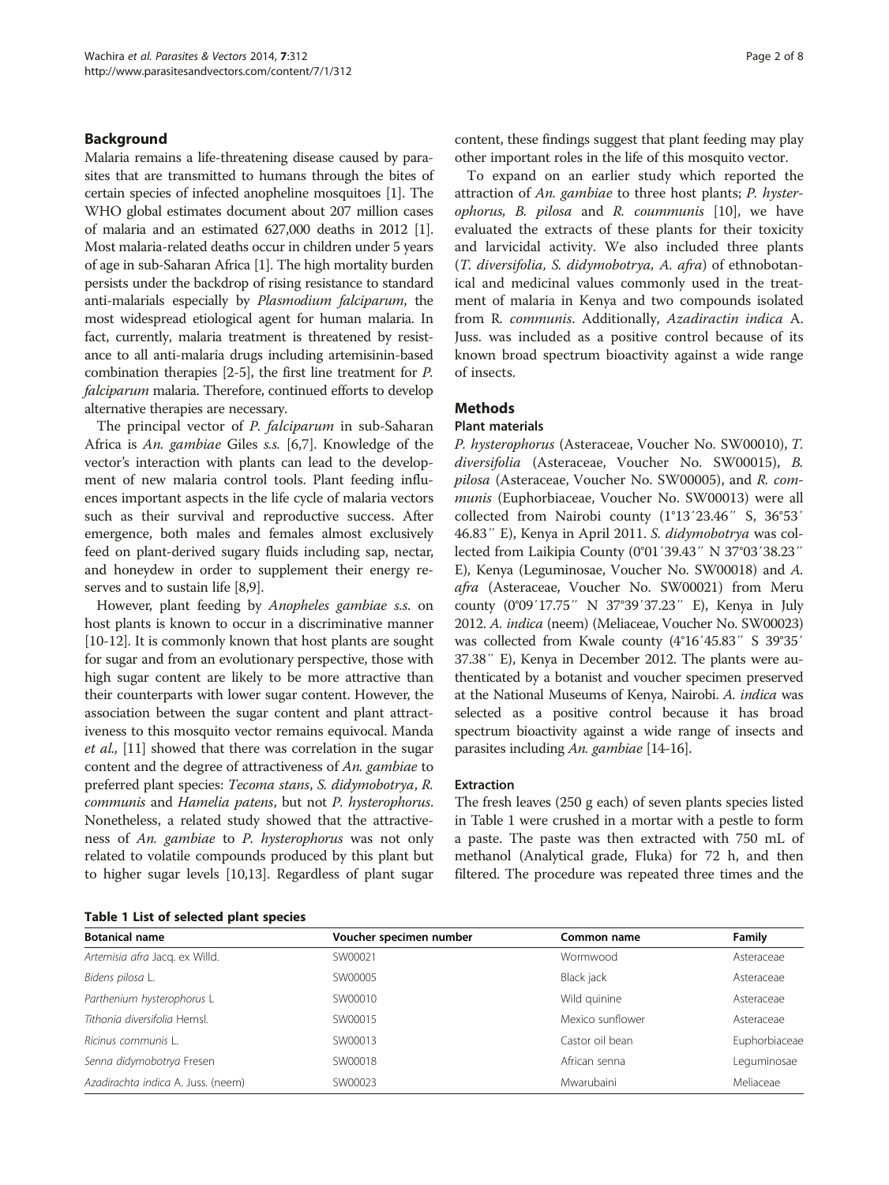## Background

Malaria remains a life-threatening disease caused by parasites that are transmitted to humans through the bites of certain species of infected anopheline mosquitoes [1]. The WHO global estimates document about 207 million cases of malaria and an estimated 627,000 deaths in 2012 [1]. Most malaria-related deaths occur in children under 5 years of age in sub-Saharan Africa [1]. The high mortality burden persists under the backdrop of rising resistance to standard anti-malarials especially by *Plasmodium falciparum*, the most widespread etiological agent for human malaria. In fact, currently, malaria treatment is threatened by resistance to all anti-malaria drugs including artemisinin-based combination therapies [2-5], the first line treatment for *P. falciparum* malaria. Therefore, continued efforts to develop alternative therapies are necessary.

The principal vector of *P. falciparum* in sub-Saharan Africa is *An. gambiae* Giles *s.s.* [6,7]. Knowledge of the vector's interaction with plants can lead to the development of new malaria control tools. Plant feeding influences important aspects in the life cycle of malaria vectors such as their survival and reproductive success. After emergence, both males and females almost exclusively feed on plant-derived sugary fluids including sap, nectar, and honeydew in order to supplement their energy reserves and to sustain life [8,9].

However, plant feeding by *Anopheles gambiae s.s.* on host plants is known to occur in a discriminative manner [10-12]. It is commonly known that host plants are sought for sugar and from an evolutionary perspective, those with high sugar content are likely to be more attractive than their counterparts with lower sugar content. However, the association between the sugar content and plant attractiveness to this mosquito vector remains equivocal. Manda *et al.,* [11] showed that there was correlation in the sugar content and the degree of attractiveness of *An. gambiae* to preferred plant species: *Tecoma stans*, *S. didymobotrya*, *R. communis* and *Hamelia patens*, but not *P. hysterophorus*. Nonetheless, a related study showed that the attractiveness of *An. gambiae* to *P. hysterophorus* was not only related to volatile compounds produced by this plant but to higher sugar levels [10,13]. Regardless of plant sugar content, these findings suggest that plant feeding may play other important roles in the life of this mosquito vector.

To expand on an earlier study which reported the attraction of *An. gambiae* to three host plants; *P. hysterophorus, B. pilosa* and *R. coummunis* [10], we have evaluated the extracts of these plants for their toxicity and larvicidal activity. We also included three plants (*T. diversifolia, S. didymobotrya, A. afra*) of ethnobotanical and medicinal values commonly used in the treatment of malaria in Kenya and two compounds isolated from *R. communis*. Additionally, *Azadiractin indica* A. Juss. was included as a positive control because of its known broad spectrum bioactivity against a wide range of insects.

## Methods

### Plant materials

*P. hysterophorus* (Asteraceae, Voucher No. SW00010), *T. diversifolia* (Asteraceae, Voucher No. SW00015), *B. pilosa* (Asteraceae, Voucher No. SW00005), and *R. communis* (Euphorbiaceae, Voucher No. SW00013) were all collected from Nairobi county (1°13′23.46″ S, 36°53′ 46.83″ E), Kenya in April 2011. *S. didymobotrya* was collected from Laikipia County (0°01′39.43″ N 37°03′38.23″ E), Kenya (Leguminosae, Voucher No. SW00018) and *A. afra* (Asteraceae, Voucher No. SW00021) from Meru county (0°09′17.75″ N 37°39′37.23″ E), Kenya in July 2012. *A. indica* (neem) (Meliaceae, Voucher No. SW00023) was collected from Kwale county (4°16′45.83″ S 39°35′ 37.38″ E), Kenya in December 2012. The plants were authenticated by a botanist and voucher specimen preserved at the National Museums of Kenya, Nairobi. *A. indica* was selected as a positive control because it has broad spectrum bioactivity against a wide range of insects and parasites including *An. gambiae* [14-16].

### Extraction

The fresh leaves (250 g each) of seven plants species listed in Table 1 were crushed in a mortar with a pestle to form a paste. The paste was then extracted with 750 mL of methanol (Analytical grade, Fluka) for 72 h, and then filtered. The procedure was repeated three times and the

**Table 1 List of selected plant species**

| Botanical name | Voucher specimen number | Common name | Family |
|---|---|---|---|
| *Artemisia afra* Jacq. ex Willd. | SW00021 | Wormwood | Asteraceae |
| *Bidens pilosa* L. | SW00005 | Black jack | Asteraceae |
| *Parthenium hysterophorus* L | SW00010 | Wild quinine | Asteraceae |
| *Tithonia diversifolia* Hemsl. | SW00015 | Mexico sunflower | Asteraceae |
| *Ricinus communis* L. | SW00013 | Castor oil bean | Euphorbiaceae |
| *Senna didymobotrya* Fresen | SW00018 | African senna | Leguminosae |
| *Azadirachta indica* A. Juss. (neem) | SW00023 | Mwarubaini | Meliaceae |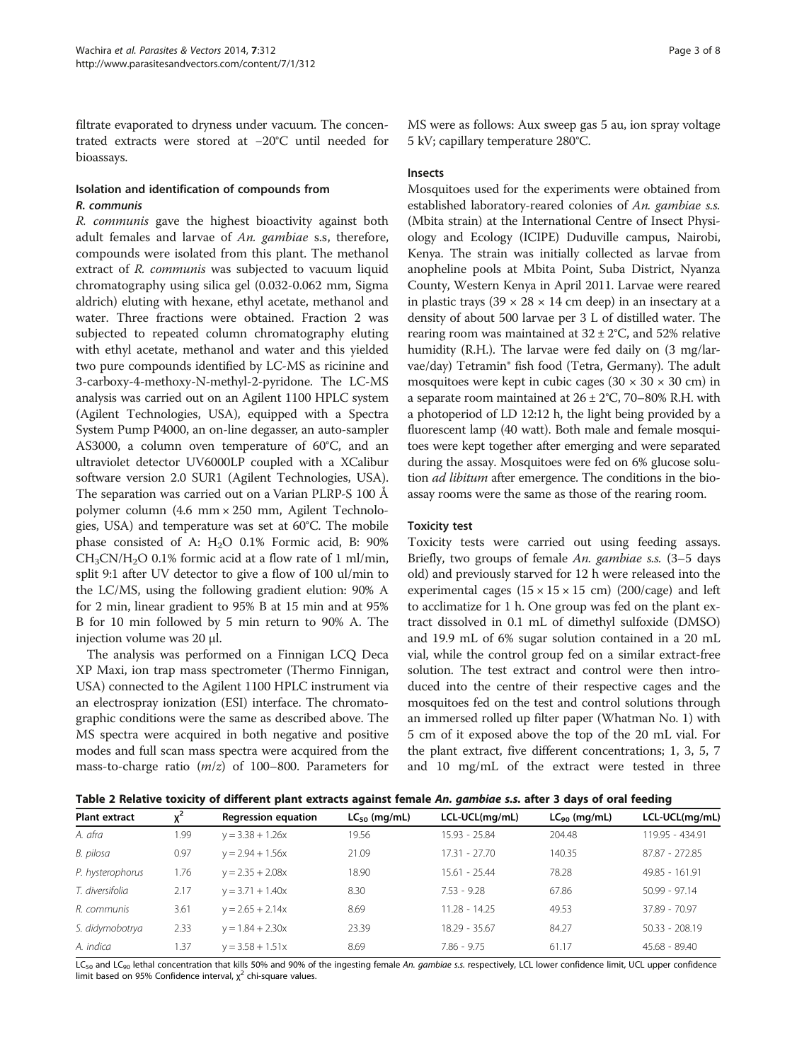filtrate evaporated to dryness under vacuum. The concentrated extracts were stored at −20°C until needed for bioassays.

### Isolation and identification of compounds from *R. communis*

*R. communis* gave the highest bioactivity against both adult females and larvae of *An. gambiae* s.s, therefore, compounds were isolated from this plant. The methanol extract of *R. communis* was subjected to vacuum liquid chromatography using silica gel (0.032-0.062 mm, Sigma aldrich) eluting with hexane, ethyl acetate, methanol and water. Three fractions were obtained. Fraction 2 was subjected to repeated column chromatography eluting with ethyl acetate, methanol and water and this yielded two pure compounds identified by LC-MS as ricinine and 3-carboxy-4-methoxy-N-methyl-2-pyridone. The LC-MS analysis was carried out on an Agilent 1100 HPLC system (Agilent Technologies, USA), equipped with a Spectra System Pump P4000, an on-line degasser, an auto-sampler AS3000, a column oven temperature of 60°C, and an ultraviolet detector UV6000LP coupled with a XCalibur software version 2.0 SUR1 (Agilent Technologies, USA). The separation was carried out on a Varian PLRP-S 100 Å polymer column (4.6 mm × 250 mm, Agilent Technologies, USA) and temperature was set at 60°C. The mobile phase consisted of A: $H_2O$ 0.1% Formic acid, B: 90% $CH_3CN/H_2O$ 0.1% formic acid at a flow rate of 1 ml/min, split 9:1 after UV detector to give a flow of 100 ul/min to the LC/MS, using the following gradient elution: 90% A for 2 min, linear gradient to 95% B at 15 min and at 95% B for 10 min followed by 5 min return to 90% A. The injection volume was 20 μl.

The analysis was performed on a Finnigan LCQ Deca XP Maxi, ion trap mass spectrometer (Thermo Finnigan, USA) connected to the Agilent 1100 HPLC instrument via an electrospray ionization (ESI) interface. The chromatographic conditions were the same as described above. The MS spectra were acquired in both negative and positive modes and full scan mass spectra were acquired from the mass-to-charge ratio ($m/z$) of 100–800. Parameters for MS were as follows: Aux sweep gas 5 au, ion spray voltage 5 kV; capillary temperature 280°C.

### Insects

Mosquitoes used for the experiments were obtained from established laboratory-reared colonies of *An. gambiae s.s.* (Mbita strain) at the International Centre of Insect Physiology and Ecology (ICIPE) Duduville campus, Nairobi, Kenya. The strain was initially collected as larvae from anopheline pools at Mbita Point, Suba District, Nyanza County, Western Kenya in April 2011. Larvae were reared in plastic trays (39 × 28 × 14 cm deep) in an insectary at a density of about 500 larvae per 3 L of distilled water. The rearing room was maintained at 32 ± 2°C, and 52% relative humidity (R.H.). The larvae were fed daily on (3 mg/larvae/day) Tetramin® fish food (Tetra, Germany). The adult mosquitoes were kept in cubic cages (30 × 30 × 30 cm) in a separate room maintained at 26 ± 2°C, 70–80% R.H. with a photoperiod of LD 12:12 h, the light being provided by a fluorescent lamp (40 watt). Both male and female mosquitoes were kept together after emerging and were separated during the assay. Mosquitoes were fed on 6% glucose solution *ad libitum* after emergence. The conditions in the bioassay rooms were the same as those of the rearing room.

### Toxicity test

Toxicity tests were carried out using feeding assays. Briefly, two groups of female *An. gambiae s.s.* (3–5 days old) and previously starved for 12 h were released into the experimental cages (15 × 15 × 15 cm) (200/cage) and left to acclimatize for 1 h. One group was fed on the plant extract dissolved in 0.1 mL of dimethyl sulfoxide (DMSO) and 19.9 mL of 6% sugar solution contained in a 20 mL vial, while the control group fed on a similar extract-free solution. The test extract and control were then introduced into the centre of their respective cages and the mosquitoes fed on the test and control solutions through an immersed rolled up filter paper (Whatman No. 1) with 5 cm of it exposed above the top of the 20 mL vial. For the plant extract, five different concentrations; 1, 3, 5, 7 and 10 mg/mL of the extract were tested in three

**Table 2 Relative toxicity of different plant extracts against female *An. gambiae s.s.* after 3 days of oral feeding**

| Plant extract | $\chi^2$ | Regression equation | $LC_{50}$ (mg/mL) | LCL-UCL(mg/mL) | $LC_{90}$ (mg/mL) | LCL-UCL(mg/mL) |
|---|---|---|---|---|---|---|
| *A. afra* | 1.99 | y = 3.38 + 1.26x | 19.56 | 15.93 - 25.84 | 204.48 | 119.95 - 434.91 |
| *B. pilosa* | 0.97 | y = 2.94 + 1.56x | 21.09 | 17.31 - 27.70 | 140.35 | 87.87 - 272.85 |
| *P. hysterophorus* | 1.76 | y = 2.35 + 2.08x | 18.90 | 15.61 - 25.44 | 78.28 | 49.85 - 161.91 |
| *T. diversifolia* | 2.17 | y = 3.71 + 1.40x | 8.30 | 7.53 - 9.28 | 67.86 | 50.99 - 97.14 |
| *R. communis* | 3.61 | y = 2.65 + 2.14x | 8.69 | 11.28 - 14.25 | 49.53 | 37.89 - 70.97 |
| *S. didymobotrya* | 2.33 | y = 1.84 + 2.30x | 23.39 | 18.29 - 35.67 | 84.27 | 50.33 - 208.19 |
| *A. indica* | 1.37 | y = 3.58 + 1.51x | 8.69 | 7.86 - 9.75 | 61.17 | 45.68 - 89.40 |

$LC_{50}$ and $LC_{90}$ lethal concentration that kills 50% and 90% of the ingesting female *An. gambiae s.s.* respectively, LCL lower confidence limit, UCL upper confidence limit based on 95% Confidence interval, $\chi^2$ chi-square values.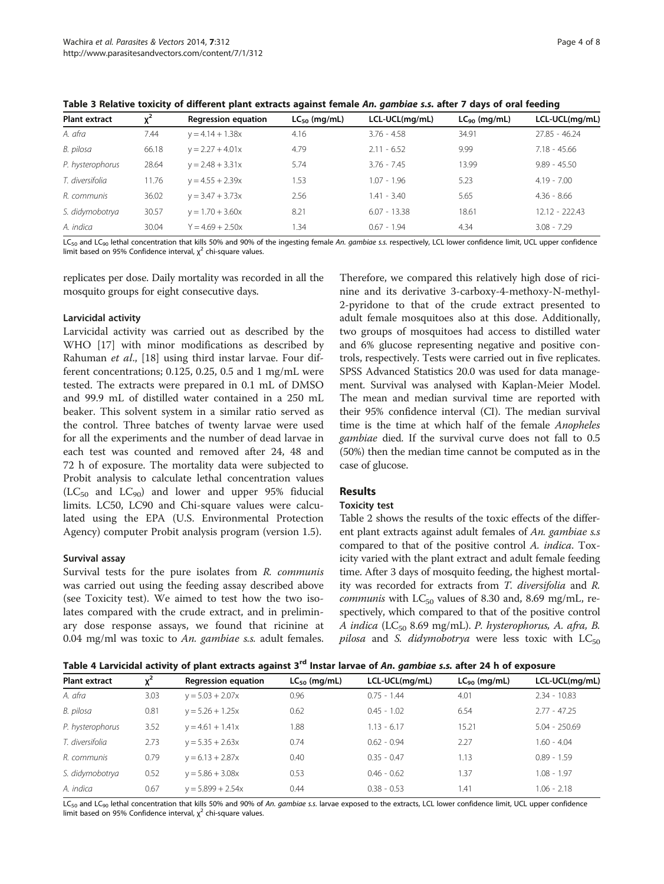**Table 3 Relative toxicity of different plant extracts against female *An. gambiae s.s.* after 7 days of oral feeding**

| Plant extract | $\chi^2$ | Regression equation | $LC_{50}$ (mg/mL) | LCL-UCL(mg/mL) | $LC_{90}$ (mg/mL) | LCL-UCL(mg/mL) |
|---|---|---|---|---|---|---|
| *A. afra* | 7.44 | y = 4.14 + 1.38x | 4.16 | 3.76 - 4.58 | 34.91 | 27.85 - 46.24 |
| *B. pilosa* | 66.18 | y = 2.27 + 4.01x | 4.79 | 2.11 - 6.52 | 9.99 | 7.18 - 45.66 |
| *P. hysterophorus* | 28.64 | y = 2.48 + 3.31x | 5.74 | 3.76 - 7.45 | 13.99 | 9.89 - 45.50 |
| *T. diversifolia* | 11.76 | y = 4.55 + 2.39x | 1.53 | 1.07 - 1.96 | 5.23 | 4.19 - 7.00 |
| *R. communis* | 36.02 | y = 3.47 + 3.73x | 2.56 | 1.41 - 3.40 | 5.65 | 4.36 - 8.66 |
| *S. didymobotrya* | 30.57 | y = 1.70 + 3.60x | 8.21 | 6.07 - 13.38 | 18.61 | 12.12 - 222.43 |
| *A. indica* | 30.04 | Y = 4.69 + 2.50x | 1.34 | 0.67 - 1.94 | 4.34 | 3.08 - 7.29 |

$LC_{50}$ and $LC_{90}$ lethal concentration that kills 50% and 90% of the ingesting female *An. gambiae s.s.* respectively, LCL lower confidence limit, UCL upper confidence limit based on 95% Confidence interval, $\chi^2$ chi-square values.

replicates per dose. Daily mortality was recorded in all the mosquito groups for eight consecutive days.

#### Larvicidal activity

Larvicidal activity was carried out as described by the WHO [17] with minor modifications as described by Rahuman *et al*., [18] using third instar larvae. Four different concentrations; 0.125, 0.25, 0.5 and 1 mg/mL were tested. The extracts were prepared in 0.1 mL of DMSO and 99.9 mL of distilled water contained in a 250 mL beaker. This solvent system in a similar ratio served as the control. Three batches of twenty larvae were used for all the experiments and the number of dead larvae in each test was counted and removed after 24, 48 and 72 h of exposure. The mortality data were subjected to Probit analysis to calculate lethal concentration values ($LC_{50}$ and $LC_{90}$) and lower and upper 95% fiducial limits. LC50, LC90 and Chi-square values were calculated using the EPA (U.S. Environmental Protection Agency) computer Probit analysis program (version 1.5).

#### Survival assay

Survival tests for the pure isolates from *R. communis* was carried out using the feeding assay described above (see Toxicity test). We aimed to test how the two isolates compared with the crude extract, and in preliminary dose response assays, we found that ricinine at 0.04 mg/ml was toxic to *An. gambiae s.s.* adult females. Therefore, we compared this relatively high dose of ricinine and its derivative 3-carboxy-4-methoxy-N-methyl-2-pyridone to that of the crude extract presented to adult female mosquitoes also at this dose. Additionally, two groups of mosquitoes had access to distilled water and 6% glucose representing negative and positive controls, respectively. Tests were carried out in five replicates. SPSS Advanced Statistics 20.0 was used for data management. Survival was analysed with Kaplan-Meier Model. The mean and median survival time are reported with their 95% confidence interval (CI). The median survival time is the time at which half of the female *Anopheles gambiae* died. If the survival curve does not fall to 0.5 (50%) then the median time cannot be computed as in the case of glucose.

## Results

#### Toxicity test

Table 2 shows the results of the toxic effects of the different plant extracts against adult females of *An. gambiae s.s* compared to that of the positive control *A. indica*. Toxicity varied with the plant extract and adult female feeding time. After 3 days of mosquito feeding, the highest mortality was recorded for extracts from *T. diversifolia* and *R. communis* with $LC_{50}$ values of 8.30 and, 8.69 mg/mL, respectively, which compared to that of the positive control *A indica* ($LC_{50}$ 8.69 mg/mL). *P. hysterophorus, A. afra, B. pilosa* and *S. didymobotrya* were less toxic with $LC_{50}$

**Table 4 Larvicidal activity of plant extracts against 3rd Instar larvae of *An. gambiae s.s.* after 24 h of exposure**

| Plant extract | $\chi^2$ | Regression equation | $LC_{50}$ (mg/mL) | LCL-UCL(mg/mL) | $LC_{90}$ (mg/mL) | LCL-UCL(mg/mL) |
|---|---|---|---|---|---|---|
| *A. afra* | 3.03 | y = 5.03 + 2.07x | 0.96 | 0.75 - 1.44 | 4.01 | 2.34 - 10.83 |
| *B. pilosa* | 0.81 | y = 5.26 + 1.25x | 0.62 | 0.45 - 1.02 | 6.54 | 2.77 - 47.25 |
| *P. hysterophorus* | 3.52 | y = 4.61 + 1.41x | 1.88 | 1.13 - 6.17 | 15.21 | 5.04 - 250.69 |
| *T. diversifolia* | 2.73 | y = 5.35 + 2.63x | 0.74 | 0.62 - 0.94 | 2.27 | 1.60 - 4.04 |
| *R. communis* | 0.79 | y = 6.13 + 2.87x | 0.40 | 0.35 - 0.47 | 1.13 | 0.89 - 1.59 |
| *S. didymobotrya* | 0.52 | y = 5.86 + 3.08x | 0.53 | 0.46 - 0.62 | 1.37 | 1.08 - 1.97 |
| *A. indica* | 0.67 | y = 5.899 + 2.54x | 0.44 | 0.38 - 0.53 | 1.41 | 1.06 - 2.18 |

$LC_{50}$ and $LC_{90}$ lethal concentration that kills 50% and 90% of *An. gambiae s.s.* larvae exposed to the extracts, LCL lower confidence limit, UCL upper confidence limit based on 95% Confidence interval, $\chi^2$ chi-square values.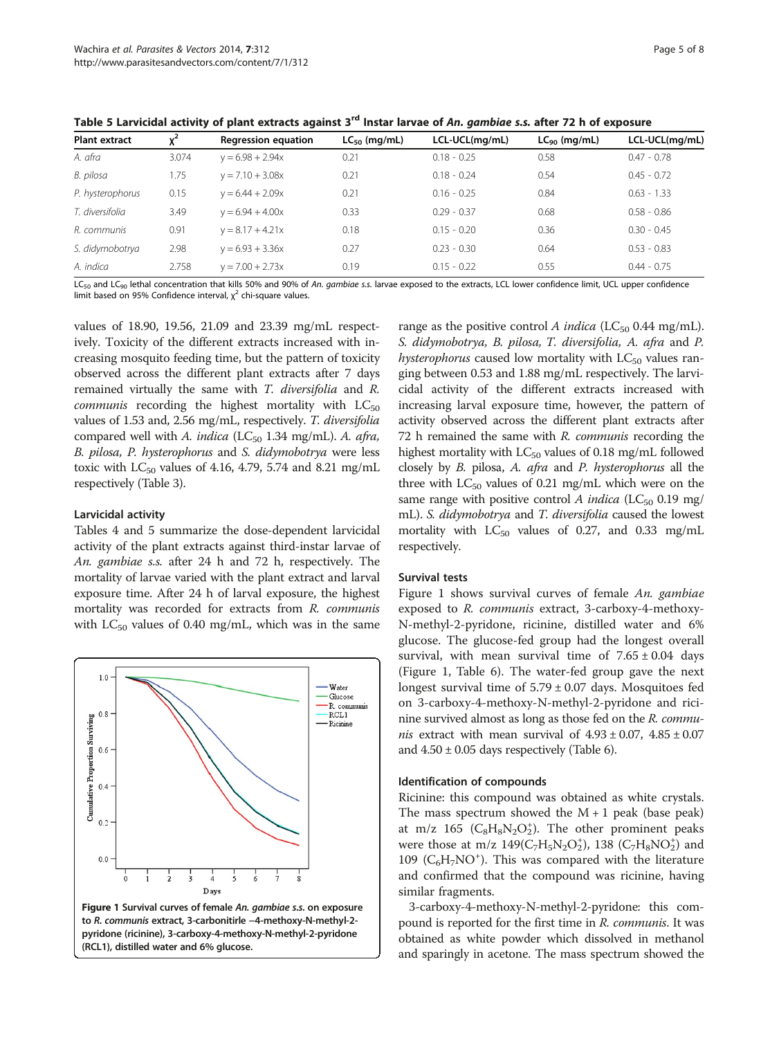**Table 5 Larvicidal activity of plant extracts against 3rd Instar larvae of *An. gambiae s.s.* after 72 h of exposure**

| Plant extract | $\chi^2$ | Regression equation | $LC_{50}$ (mg/mL) | LCL-UCL(mg/mL) | $LC_{90}$ (mg/mL) | LCL-UCL(mg/mL) |
|---|---|---|---|---|---|---|
| *A. afra* | 3.074 | y = 6.98 + 2.94x | 0.21 | 0.18 - 0.25 | 0.58 | 0.47 - 0.78 |
| *B. pilosa* | 1.75 | y = 7.10 + 3.08x | 0.21 | 0.18 - 0.24 | 0.54 | 0.45 - 0.72 |
| *P. hysterophorus* | 0.15 | y = 6.44 + 2.09x | 0.21 | 0.16 - 0.25 | 0.84 | 0.63 - 1.33 |
| *T. diversifolia* | 3.49 | y = 6.94 + 4.00x | 0.33 | 0.29 - 0.37 | 0.68 | 0.58 - 0.86 |
| *R. communis* | 0.91 | y = 8.17 + 4.21x | 0.18 | 0.15 - 0.20 | 0.36 | 0.30 - 0.45 |
| *S. didymobotrya* | 2.98 | y = 6.93 + 3.36x | 0.27 | 0.23 - 0.30 | 0.64 | 0.53 - 0.83 |
| *A. indica* | 2.758 | y = 7.00 + 2.73x | 0.19 | 0.15 - 0.22 | 0.55 | 0.44 - 0.75 |

$LC_{50}$ and $LC_{90}$ lethal concentration that kills 50% and 90% of *An. gambiae s.s.* larvae exposed to the extracts, LCL lower confidence limit, UCL upper confidence limit based on 95% Confidence interval, $\chi^2$ chi-square values.

values of 18.90, 19.56, 21.09 and 23.39 mg/mL respectively. Toxicity of the different extracts increased with increasing mosquito feeding time, but the pattern of toxicity observed across the different plant extracts after 7 days remained virtually the same with *T. diversifolia* and *R. communis* recording the highest mortality with $LC_{50}$ values of 1.53 and, 2.56 mg/mL, respectively. *T. diversifolia* compared well with *A. indica* ($LC_{50}$ 1.34 mg/mL). *A. afra, B. pilosa, P. hysterophorus* and *S. didymobotrya* were less toxic with $LC_{50}$ values of 4.16, 4.79, 5.74 and 8.21 mg/mL respectively (Table 3).

### Larvicidal activity

Tables 4 and 5 summarize the dose-dependent larvicidal activity of the plant extracts against third-instar larvae of *An. gambiae s.s.* after 24 h and 72 h, respectively. The mortality of larvae varied with the plant extract and larval exposure time. After 24 h of larval exposure, the highest mortality was recorded for extracts from *R. communis* with $LC_{50}$ values of 0.40 mg/mL, which was in the same range as the positive control *A indica* ($LC_{50}$ 0.44 mg/mL). *S. didymobotrya, B. pilosa, T. diversifolia, A. afra* and *P. hysterophorus* caused low mortality with $LC_{50}$ values ranging between 0.53 and 1.88 mg/mL respectively. The larvicidal activity of the different extracts increased with increasing larval exposure time, however, the pattern of activity observed across the different plant extracts after 72 h remained the same with *R. communis* recording the highest mortality with $LC_{50}$ values of 0.18 mg/mL followed closely by *B.* pilosa, *A. afra* and *P. hysterophorus* all the three with $LC_{50}$ values of 0.21 mg/mL which were on the same range with positive control *A indica* ($LC_{50}$ 0.19 mg/mL). *S. didymobotrya* and *T. diversifolia* caused the lowest mortality with $LC_{50}$ values of 0.27, and 0.33 mg/mL respectively.

Figure 1 Survival curves of female *An. gambiae s.s.* on exposure to *R. communis* extract, 3-carbonitirle –4-methoxy-N-methyl-2-pyridone (ricinine), 3-carboxy-4-methoxy-N-methyl-2-pyridone (RCL1), distilled water and 6% glucose.

### Survival tests

Figure 1 shows survival curves of female *An. gambiae* exposed to *R. communis* extract, 3-carboxy-4-methoxy-N-methyl-2-pyridone, ricinine, distilled water and 6% glucose. The glucose-fed group had the longest overall survival, with mean survival time of 7.65 ± 0.04 days (Figure 1, Table 6). The water-fed group gave the next longest survival time of 5.79 ± 0.07 days. Mosquitoes fed on 3-carboxy-4-methoxy-N-methyl-2-pyridone and ricinine survived almost as long as those fed on the *R. communis* extract with mean survival of 4.93 ± 0.07, 4.85 ± 0.07 and 4.50 ± 0.05 days respectively (Table 6).

### Identification of compounds

Ricinine: this compound was obtained as white crystals. The mass spectrum showed the M + 1 peak (base peak) at m/z 165 ($C_8H_8N_2O_2^+$). The other prominent peaks were those at m/z 149($C_7H_5N_2O_2^+$), 138 ($C_7H_8NO_2^+$) and 109 ($C_6H_7NO^+$). This was compared with the literature and confirmed that the compound was ricinine, having similar fragments.

3-carboxy-4-methoxy-N-methyl-2-pyridone: this compound is reported for the first time in *R. communis*. It was obtained as white powder which dissolved in methanol and sparingly in acetone. The mass spectrum showed the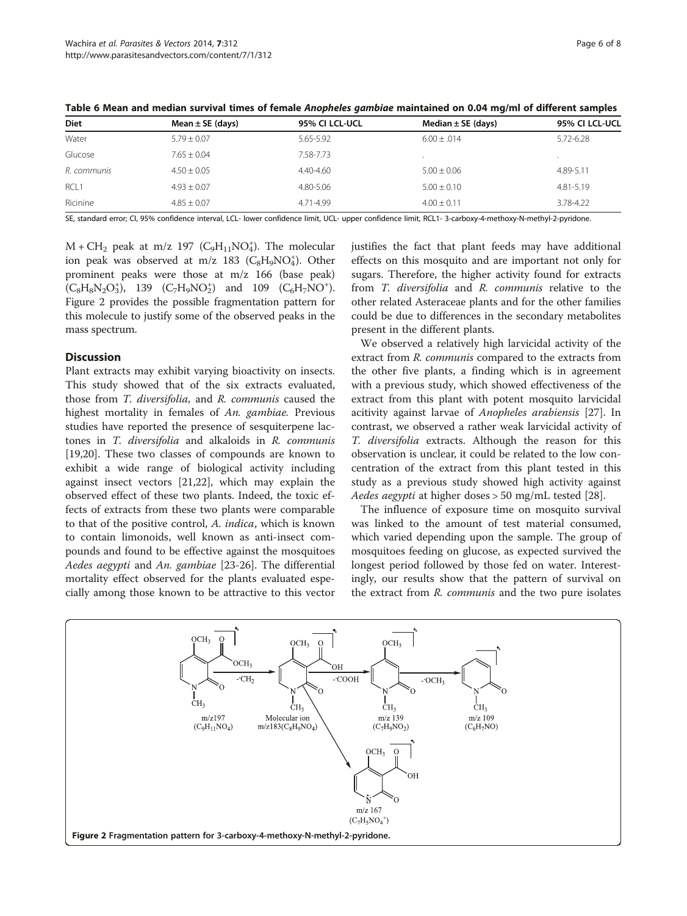**Table 6 Mean and median survival times of female *Anopheles gambiae* maintained on 0.04 mg/ml of different samples**

| Diet | Mean ± SE (days) | 95% CI LCL-UCL | Median ± SE (days) | 95% CI LCL-UCL |
|---|---|---|---|---|
| Water | 5.79 ± 0.07 | 5.65-5.92 | 6.00 ± .014 | 5.72-6.28 |
| Glucose | 7.65 ± 0.04 | 7.58-7.73 | . | . |
| *R. communis* | 4.50 ± 0.05 | 4.40-4.60 | 5.00 ± 0.06 | 4.89-5.11 |
| RCL1 | 4.93 ± 0.07 | 4.80-5.06 | 5.00 ± 0.10 | 4.81-5.19 |
| Ricinine | 4.85 ± 0.07 | 4.71-4.99 | 4.00 ± 0.11 | 3.78-4.22 |

SE, standard error; CI, 95% confidence interval, LCL- lower confidence limit, UCL- upper confidence limit, RCL1- 3-carboxy-4-methoxy-N-methyl-2-pyridone.

M + $CH_2$ peak at m/z 197 ($C_9H_{11}NO_4^+$). The molecular ion peak was observed at m/z 183 ($C_8H_9NO_4^+$). Other prominent peaks were those at m/z 166 (base peak) ($C_8H_8N_2O_3^+$), 139 ($C_7H_9NO_2^+$) and 109 ($C_6H_7NO^+$). Figure 2 provides the possible fragmentation pattern for this molecule to justify some of the observed peaks in the mass spectrum.

## Discussion

Plant extracts may exhibit varying bioactivity on insects. This study showed that of the six extracts evaluated, those from *T. diversifolia,* and *R. communis* caused the highest mortality in females of *An. gambiae.* Previous studies have reported the presence of sesquiterpene lactones in *T. diversifolia* and alkaloids in *R. communis* [19,20]. These two classes of compounds are known to exhibit a wide range of biological activity including against insect vectors [21,22], which may explain the observed effect of these two plants. Indeed, the toxic effects of extracts from these two plants were comparable to that of the positive control, *A. indica*, which is known to contain limonoids, well known as anti-insect compounds and found to be effective against the mosquitoes *Aedes aegypti* and *An. gambiae* [23-26]. The differential mortality effect observed for the plants evaluated especially among those known to be attractive to this vector justifies the fact that plant feeds may have additional effects on this mosquito and are important not only for sugars. Therefore, the higher activity found for extracts from *T. diversifolia* and *R. communis* relative to the other related Asteraceae plants and for the other families could be due to differences in the secondary metabolites present in the different plants.

We observed a relatively high larvicidal activity of the extract from *R. communis* compared to the extracts from the other five plants, a finding which is in agreement with a previous study, which showed effectiveness of the extract from this plant with potent mosquito larvicidal acitivity against larvae of *Anopheles arabiensis* [27]. In contrast, we observed a rather weak larvicidal activity of *T. diversifolia* extracts. Although the reason for this observation is unclear, it could be related to the low concentration of the extract from this plant tested in this study as a previous study showed high activity against *Aedes aegypti* at higher doses > 50 mg/mL tested [28].

The influence of exposure time on mosquito survival was linked to the amount of test material consumed, which varied depending upon the sample. The group of mosquitoes feeding on glucose, as expected survived the longest period followed by those fed on water. Interestingly, our results show that the pattern of survival on the extract from *R. communis* and the two pure isolates

Figure 2 Fragmentation pattern for 3-carboxy-4-methoxy-N-methyl-2-pyridone.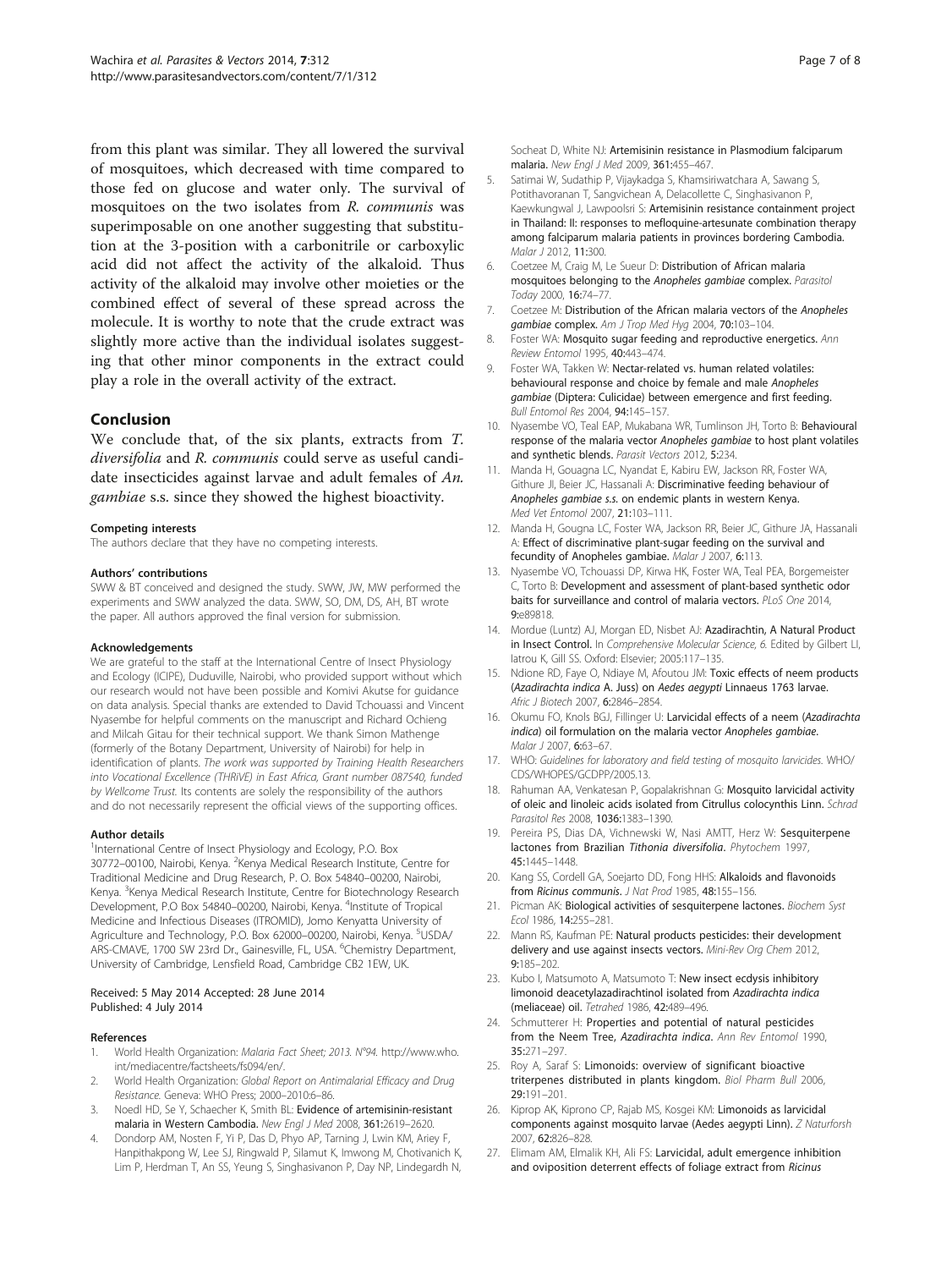from this plant was similar. They all lowered the survival of mosquitoes, which decreased with time compared to those fed on glucose and water only. The survival of mosquitoes on the two isolates from *R. communis* was superimposable on one another suggesting that substitution at the 3-position with a carbonitrile or carboxylic acid did not affect the activity of the alkaloid. Thus activity of the alkaloid may involve other moieties or the combined effect of several of these spread across the molecule. It is worthy to note that the crude extract was slightly more active than the individual isolates suggesting that other minor components in the extract could play a role in the overall activity of the extract.

## Conclusion

We conclude that, of the six plants, extracts from *T. diversifolia* and *R. communis* could serve as useful candidate insecticides against larvae and adult females of *An. gambiae* s.s. since they showed the highest bioactivity.

#### Competing interests

The authors declare that they have no competing interests.

#### Authors' contributions

SWW & BT conceived and designed the study. SWW, JW, MW performed the experiments and SWW analyzed the data. SWW, SO, DM, DS, AH, BT wrote the paper. All authors approved the final version for submission.

#### Acknowledgements

We are grateful to the staff at the International Centre of Insect Physiology and Ecology (ICIPE), Duduville, Nairobi, who provided support without which our research would not have been possible and Komivi Akutse for guidance on data analysis. Special thanks are extended to David Tchouassi and Vincent Nyasembe for helpful comments on the manuscript and Richard Ochieng and Milcah Gitau for their technical support. We thank Simon Mathenge (formerly of the Botany Department, University of Nairobi) for help in identification of plants. *The work was supported by Training Health Researchers into Vocational Excellence (THRiVE) in East Africa, Grant number 087540, funded by Wellcome Trust.* Its contents are solely the responsibility of the authors and do not necessarily represent the official views of the supporting offices.

#### Author details

[1]International Centre of Insect Physiology and Ecology, P.O. Box 30772–00100, Nairobi, Kenya. [2]Kenya Medical Research Institute, Centre for Traditional Medicine and Drug Research, P. O. Box 54840–00200, Nairobi, Kenya. [3]Kenya Medical Research Institute, Centre for Biotechnology Research Development, P.O Box 54840–00200, Nairobi, Kenya. [4]Institute of Tropical Medicine and Infectious Diseases (ITROMID), Jomo Kenyatta University of Agriculture and Technology, P.O. Box 62000–00200, Nairobi, Kenya. [5]USDA/ARS-CMAVE, 1700 SW 23rd Dr., Gainesville, FL, USA. [6]Chemistry Department, University of Cambridge, Lensfield Road, Cambridge CB2 1EW, UK.

Received: 5 May 2014 Accepted: 28 June 2014
Published: 4 July 2014

#### References

1. World Health Organization: *Malaria Fact Sheet; 2013. N°94.* http://www.who.int/mediacentre/factsheets/fs094/en/.
2. World Health Organization: *Global Report on Antimalarial Efficacy and Drug Resistance.* Geneva: WHO Press; 2000–2010:6–86.
3. Noedl HD, Se Y, Schaecher K, Smith BL: **Evidence of artemisinin-resistant malaria in Western Cambodia.** *New Engl J Med* 2008, **361:**2619–2620.
4. Dondorp AM, Nosten F, Yi P, Das D, Phyo AP, Tarning J, Lwin KM, Ariey F, Hanpithakpong W, Lee SJ, Ringwald P, Silamut K, Imwong M, Chotivanich K, Lim P, Herdman T, An SS, Yeung S, Singhasivanon P, Day NP, Lindegardh N, Socheat D, White NJ: **Artemisinin resistance in Plasmodium falciparum malaria.** *New Engl J Med* 2009, **361:**455–467.
5. Satimai W, Sudathip P, Vijaykadga S, Khamsiriwatchara A, Sawang S, Potithavoranan T, Sangvichean A, Delacollette C, Singhasivanon P, Kaewkungwal J, Lawpoolsri S: **Artemisinin resistance containment project in Thailand: II: responses to mefloquine-artesunate combination therapy among falciparum malaria patients in provinces bordering Cambodia.** *Malar J* 2012, **11:**300.
6. Coetzee M, Craig M, Le Sueur D: **Distribution of African malaria mosquitoes belonging to the *Anopheles gambiae* complex.** *Parasitol Today* 2000, **16:**74–77.
7. Coetzee M: **Distribution of the African malaria vectors of the *Anopheles gambiae* complex.** *Am J Trop Med Hyg* 2004, **70:**103–104.
8. Foster WA: **Mosquito sugar feeding and reproductive energetics.** *Ann Review Entomol* 1995, **40:**443–474.
9. Foster WA, Takken W: **Nectar-related vs. human related volatiles: behavioural response and choice by female and male *Anopheles gambiae* (Diptera: Culicidae) between emergence and first feeding.** *Bull Entomol Res* 2004, **94:**145–157.
10. Nyasembe VO, Teal EAP, Mukabana WR, Tumlinson JH, Torto B: **Behavioural response of the malaria vector *Anopheles gambiae* to host plant volatiles and synthetic blends.** *Parasit Vectors* 2012, **5:**234.
11. Manda H, Gouagna LC, Nyandat E, Kabiru EW, Jackson RR, Foster WA, Githure JI, Beier JC, Hassanali A: **Discriminative feeding behaviour of *Anopheles gambiae s.s.* on endemic plants in western Kenya.** *Med Vet Entomol* 2007, **21:**103–111.
12. Manda H, Gougna LC, Foster WA, Jackson RR, Beier JC, Githure JA, Hassanali A: **Effect of discriminative plant-sugar feeding on the survival and fecundity of Anopheles gambiae.** *Malar J* 2007, **6:**113.
13. Nyasembe VO, Tchouassi DP, Kirwa HK, Foster WA, Teal PEA, Borgemeister C, Torto B: **Development and assessment of plant-based synthetic odor baits for surveillance and control of malaria vectors.** *PLoS One* 2014, **9:**e89818.
14. Mordue (Luntz) AJ, Morgan ED, Nisbet AJ: **Azadirachtin, A Natural Product in Insect Control.** In *Comprehensive Molecular Science, 6.* Edited by Gilbert LI, Iatrou K, Gill SS. Oxford: Elsevier; 2005:117–135.
15. Ndione RD, Faye O, Ndiaye M, Afoutou JM: **Toxic effects of neem products (*Azadirachta indica* A. Juss) on *Aedes aegypti* Linnaeus 1763 larvae.** *Afric J Biotech* 2007, **6:**2846–2854.
16. Okumu FO, Knols BGJ, Fillinger U: **Larvicidal effects of a neem (*Azadirachta indica*) oil formulation on the malaria vector *Anopheles gambiae*.** *Malar J* 2007, **6:**63–67.
17. WHO: *Guidelines for laboratory and field testing of mosquito larvicides.* WHO/CDS/WHOPES/GCDPP/2005.13.
18. Rahuman AA, Venkatesan P, Gopalakrishnan G: **Mosquito larvicidal activity of oleic and linoleic acids isolated from Citrullus colocynthis Linn.** *Schrad Parasitol Res* 2008, **1036:**1383–1390.
19. Pereira PS, Dias DA, Vichnewski W, Nasi AMTT, Herz W: **Sesquiterpene lactones from Brazilian *Tithonia diversifolia*.** *Phytochem* 1997, **45:**1445–1448.
20. Kang SS, Cordell GA, Soejarto DD, Fong HHS: **Alkaloids and flavonoids from *Ricinus communis*.** *J Nat Prod* 1985, **48:**155–156.
21. Picman AK: **Biological activities of sesquiterpene lactones.** *Biochem Syst Ecol* 1986, **14:**255–281.
22. Mann RS, Kaufman PE: **Natural products pesticides: their development delivery and use against insects vectors.** *Mini-Rev Org Chem* 2012, **9:**185–202.
23. Kubo I, Matsumoto A, Matsumoto T: **New insect ecdysis inhibitory limonoid deacetylazadirachtinol isolated from *Azadirachta indica* (meliaceae) oil.** *Tetrahed* 1986, **42:**489–496.
24. Schmutterer H: **Properties and potential of natural pesticides from the Neem Tree, *Azadirachta indica*.** *Ann Rev Entomol* 1990, **35:**271–297.
25. Roy A, Saraf S: **Limonoids: overview of significant bioactive triterpenes distributed in plants kingdom.** *Biol Pharm Bull* 2006, **29:**191–201.
26. Kiprop AK, Kiprono CP, Rajab MS, Kosgei KM: **Limonoids as larvicidal components against mosquito larvae (Aedes aegypti Linn).** *Z Naturforsh* 2007, **62:**826–828.
27. Elimam AM, Elmalik KH, Ali FS: **Larvicidal, adult emergence inhibition and oviposition deterrent effects of foliage extract from *Ricinus***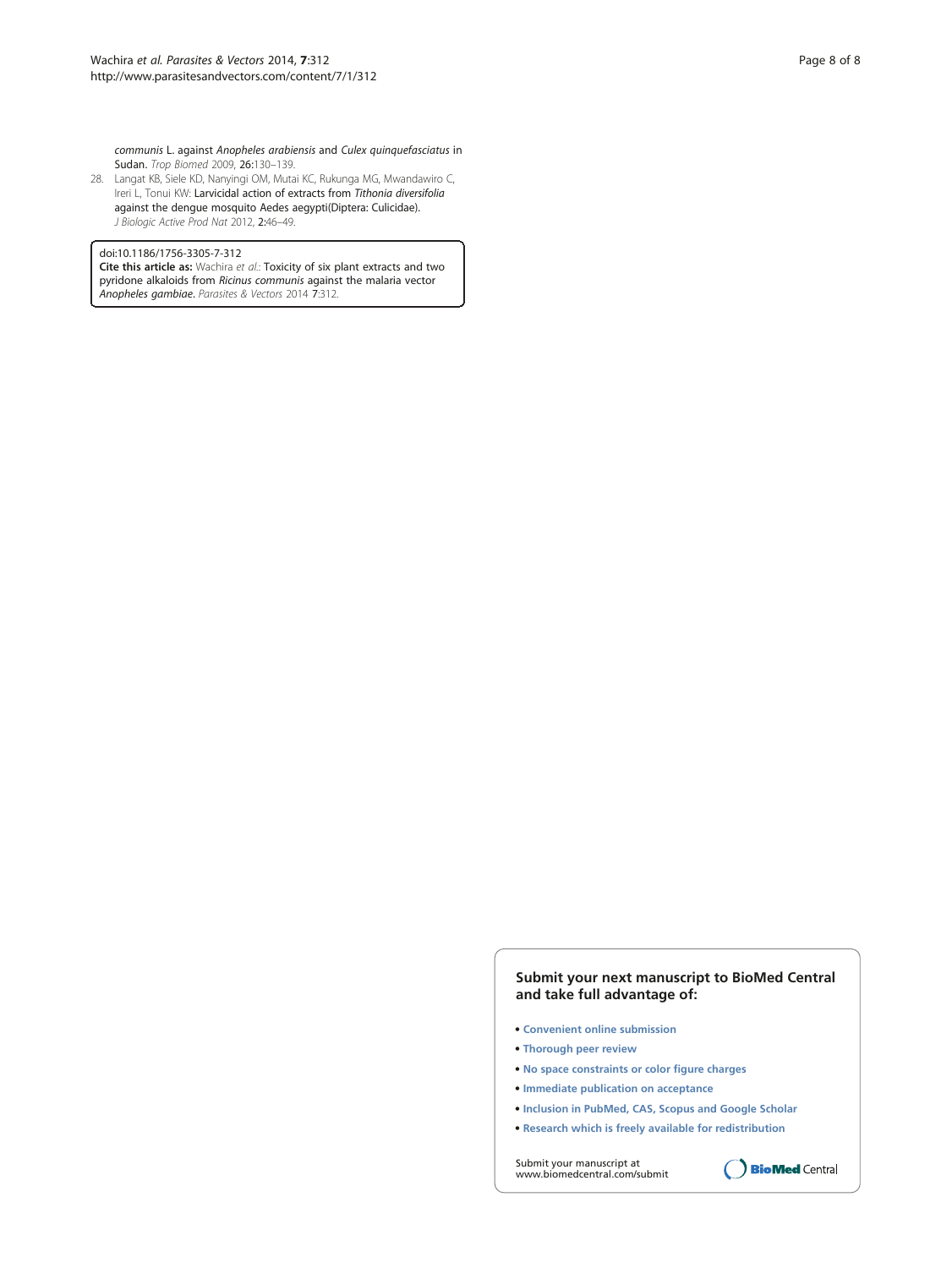*communis* L. against *Anopheles arabiensis* and *Culex quinquefasciatus* in Sudan. *Trop Biomed* 2009, **26**:130–139.

28. Langat KB, Siele KD, Nanyingi OM, Mutai KC, Rukunga MG, Mwandawiro C, Ireri L, Tonui KW: **Larvicidal action of extracts from *Tithonia diversifolia* against the dengue mosquito Aedes aegypti(Diptera: Culicidae).** *J Biologic Active Prod Nat* 2012, **2**:46–49.

doi:10.1186/1756-3305-7-312
**Cite this article as:** Wachira *et al.*: Toxicity of six plant extracts and two pyridone alkaloids from *Ricinus communis* against the malaria vector *Anopheles gambiae*. *Parasites & Vectors* 2014 **7**:312.

**Submit your next manuscript to BioMed Central and take full advantage of:**

- **Convenient online submission**
- **Thorough peer review**
- **No space constraints or color figure charges**
- **Immediate publication on acceptance**
- **Inclusion in PubMed, CAS, Scopus and Google Scholar**
- **Research which is freely available for redistribution**

Submit your manuscript at
www.biomedcentral.com/submit

BioMed Central